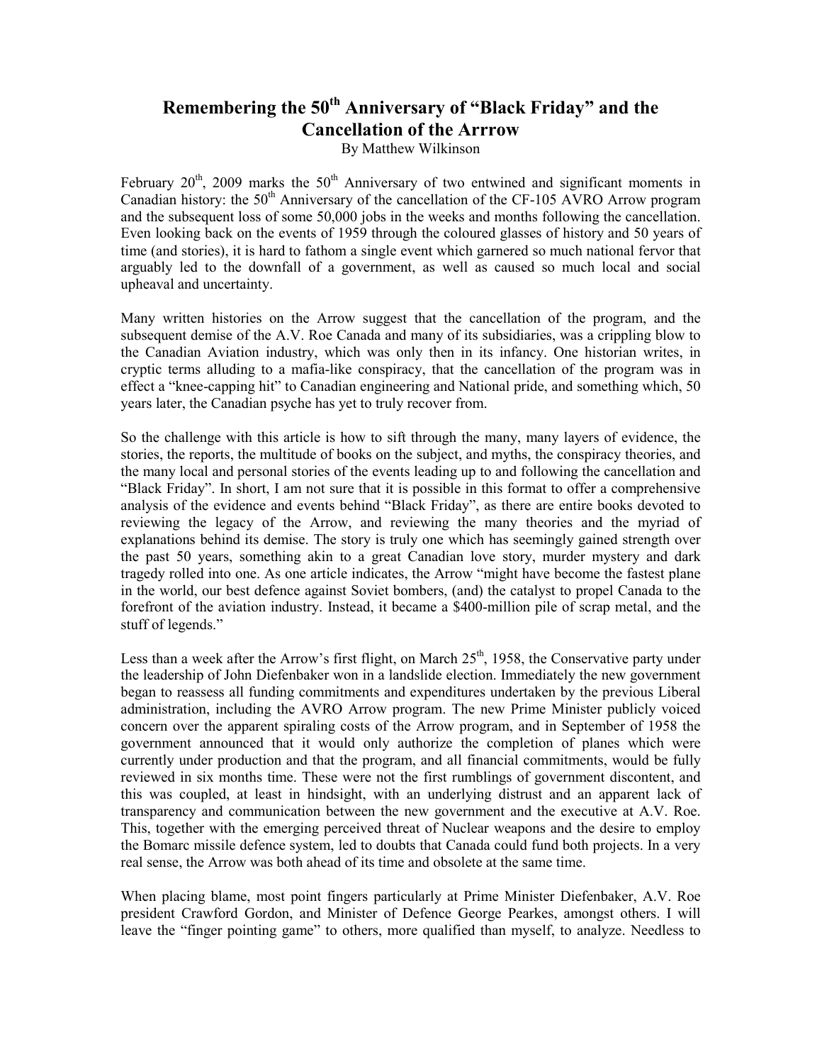# Remembering the 50th Anniversary of "Black Friday" and the Cancellation of the Arrrow

By Matthew Wilkinson

February 20th, 2009 marks the 50th Anniversary of two entwined and significant moments in Canadian history: the 50th Anniversary of the cancellation of the CF-105 AVRO Arrow program and the subsequent loss of some 50,000 jobs in the weeks and months following the cancellation. Even looking back on the events of 1959 through the coloured glasses of history and 50 years of time (and stories), it is hard to fathom a single event which garnered so much national fervor that arguably led to the downfall of a government, as well as caused so much local and social upheaval and uncertainty.

Many written histories on the Arrow suggest that the cancellation of the program, and the subsequent demise of the A.V. Roe Canada and many of its subsidiaries, was a crippling blow to the Canadian Aviation industry, which was only then in its infancy. One historian writes, in cryptic terms alluding to a mafia-like conspiracy, that the cancellation of the program was in effect a "knee-capping hit" to Canadian engineering and National pride, and something which, 50 years later, the Canadian psyche has yet to truly recover from.

So the challenge with this article is how to sift through the many, many layers of evidence, the stories, the reports, the multitude of books on the subject, and myths, the conspiracy theories, and the many local and personal stories of the events leading up to and following the cancellation and "Black Friday". In short, I am not sure that it is possible in this format to offer a comprehensive analysis of the evidence and events behind "Black Friday", as there are entire books devoted to reviewing the legacy of the Arrow, and reviewing the many theories and the myriad of explanations behind its demise. The story is truly one which has seemingly gained strength over the past 50 years, something akin to a great Canadian love story, murder mystery and dark tragedy rolled into one. As one article indicates, the Arrow "might have become the fastest plane in the world, our best defence against Soviet bombers, (and) the catalyst to propel Canada to the forefront of the aviation industry. Instead, it became a $400-million pile of scrap metal, and the stuff of legends."

Less than a week after the Arrow's first flight, on March 25th, 1958, the Conservative party under the leadership of John Diefenbaker won in a landslide election. Immediately the new government began to reassess all funding commitments and expenditures undertaken by the previous Liberal administration, including the AVRO Arrow program. The new Prime Minister publicly voiced concern over the apparent spiraling costs of the Arrow program, and in September of 1958 the government announced that it would only authorize the completion of planes which were currently under production and that the program, and all financial commitments, would be fully reviewed in six months time. These were not the first rumblings of government discontent, and this was coupled, at least in hindsight, with an underlying distrust and an apparent lack of transparency and communication between the new government and the executive at A.V. Roe. This, together with the emerging perceived threat of Nuclear weapons and the desire to employ the Bomarc missile defence system, led to doubts that Canada could fund both projects. In a very real sense, the Arrow was both ahead of its time and obsolete at the same time.

When placing blame, most point fingers particularly at Prime Minister Diefenbaker, A.V. Roe president Crawford Gordon, and Minister of Defence George Pearkes, amongst others. I will leave the "finger pointing game" to others, more qualified than myself, to analyze. Needless to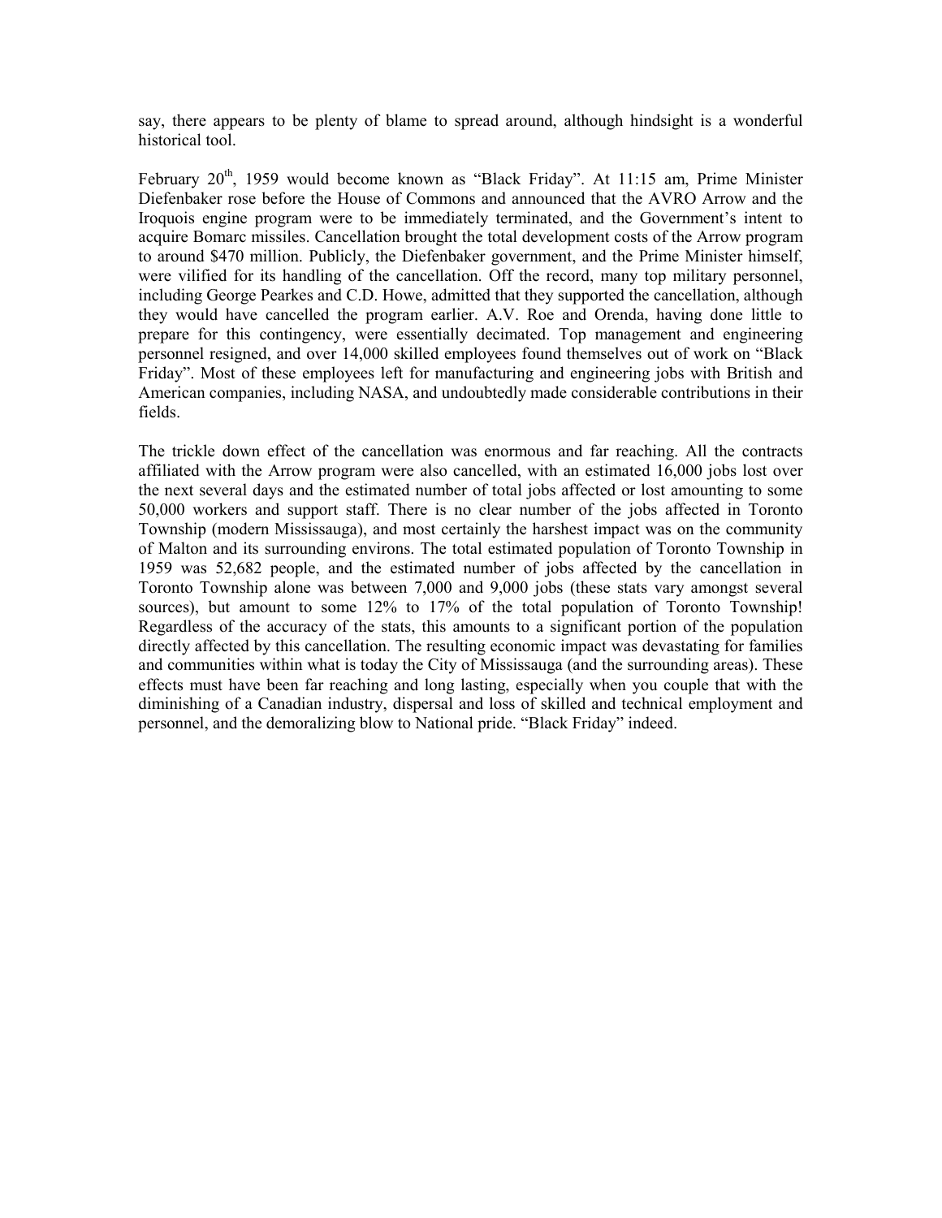say, there appears to be plenty of blame to spread around, although hindsight is a wonderful historical tool.

February 20th, 1959 would become known as "Black Friday". At 11:15 am, Prime Minister Diefenbaker rose before the House of Commons and announced that the AVRO Arrow and the Iroquois engine program were to be immediately terminated, and the Government's intent to acquire Bomarc missiles. Cancellation brought the total development costs of the Arrow program to around $470 million. Publicly, the Diefenbaker government, and the Prime Minister himself, were vilified for its handling of the cancellation. Off the record, many top military personnel, including George Pearkes and C.D. Howe, admitted that they supported the cancellation, although they would have cancelled the program earlier. A.V. Roe and Orenda, having done little to prepare for this contingency, were essentially decimated. Top management and engineering personnel resigned, and over 14,000 skilled employees found themselves out of work on "Black Friday". Most of these employees left for manufacturing and engineering jobs with British and American companies, including NASA, and undoubtedly made considerable contributions in their fields.

The trickle down effect of the cancellation was enormous and far reaching. All the contracts affiliated with the Arrow program were also cancelled, with an estimated 16,000 jobs lost over the next several days and the estimated number of total jobs affected or lost amounting to some 50,000 workers and support staff. There is no clear number of the jobs affected in Toronto Township (modern Mississauga), and most certainly the harshest impact was on the community of Malton and its surrounding environs. The total estimated population of Toronto Township in 1959 was 52,682 people, and the estimated number of jobs affected by the cancellation in Toronto Township alone was between 7,000 and 9,000 jobs (these stats vary amongst several sources), but amount to some 12% to 17% of the total population of Toronto Township! Regardless of the accuracy of the stats, this amounts to a significant portion of the population directly affected by this cancellation. The resulting economic impact was devastating for families and communities within what is today the City of Mississauga (and the surrounding areas). These effects must have been far reaching and long lasting, especially when you couple that with the diminishing of a Canadian industry, dispersal and loss of skilled and technical employment and personnel, and the demoralizing blow to National pride. "Black Friday" indeed.